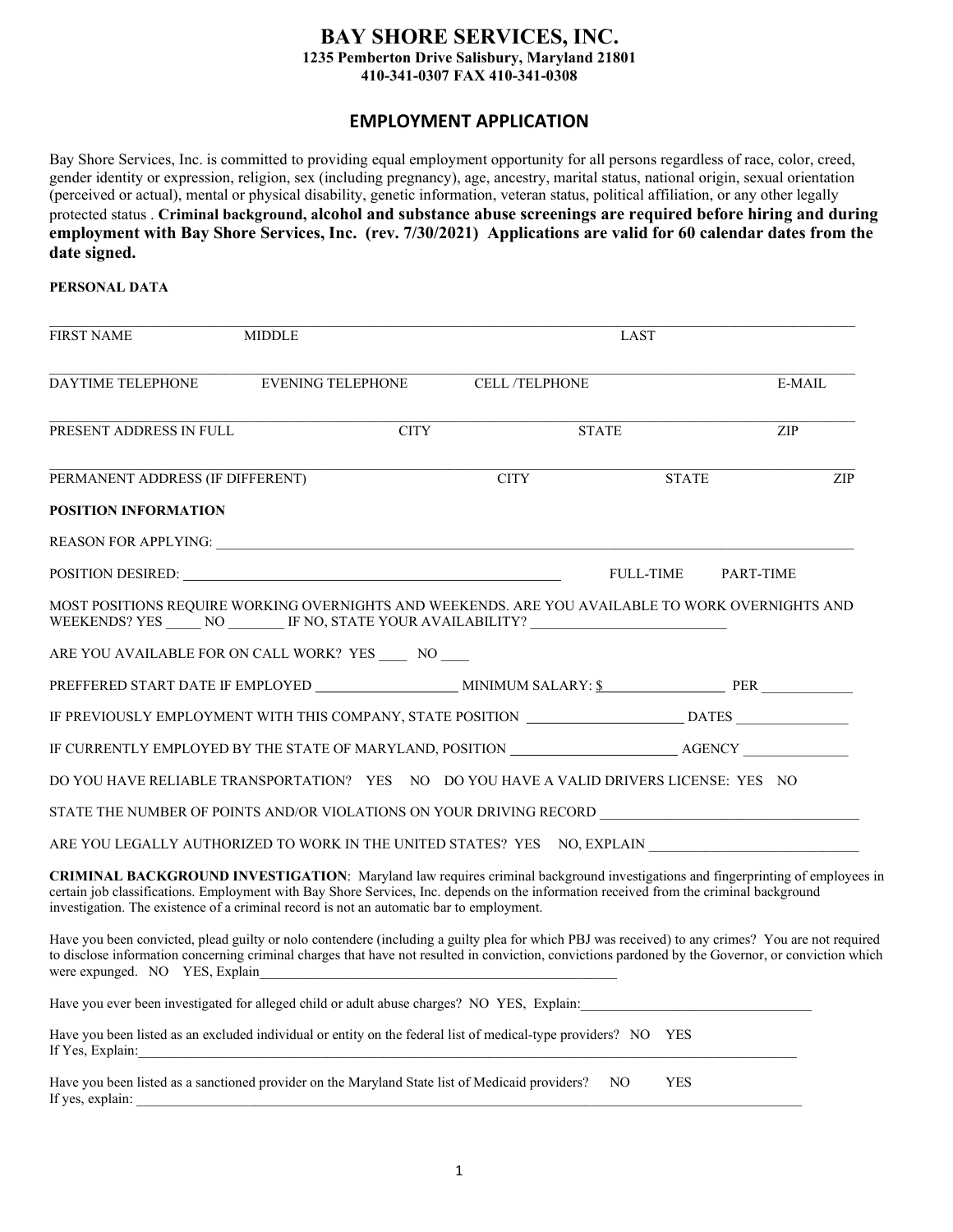# BAY SHORE SERVICES, INC.

**1235 Pemberton Drive Salisbury, Maryland 21801**
**410-341-0307 FAX 410-341-0308**

## EMPLOYMENT APPLICATION

Bay Shore Services, Inc. is committed to providing equal employment opportunity for all persons regardless of race, color, creed, gender identity or expression, religion, sex (including pregnancy), age, ancestry, marital status, national origin, sexual orientation (perceived or actual), mental or physical disability, genetic information, veteran status, political affiliation, or any other legally protected status . **Criminal background, alcohol and substance abuse screenings are required before hiring and during employment with Bay Shore Services, Inc. (rev. 7/30/2021) Applications are valid for 60 calendar dates from the date signed.**

**PERSONAL DATA**

_______________________________________________________________________________

FIRST NAME MIDDLE LAST

_______________________________________________________________________________

DAYTIME TELEPHONE EVENING TELEPHONE CELL /TELPHONE E-MAIL

_______________________________________________________________________________

PRESENT ADDRESS IN FULL CITY STATE ZIP

_______________________________________________________________________________

PERMANENT ADDRESS (IF DIFFERENT) CITY STATE ZIP

**POSITION INFORMATION**

REASON FOR APPLYING: ___________________________________________________________

POSITION DESIRED: ______________________________________ FULL-TIME PART-TIME

MOST POSITIONS REQUIRE WORKING OVERNIGHTS AND WEEKENDS. ARE YOU AVAILABLE TO WORK OVERNIGHTS AND WEEKENDS? YES _____ NO ________ IF NO, STATE YOUR AVAILABILITY? ___________________________

ARE YOU AVAILABLE FOR ON CALL WORK? YES ____ NO ____

PREFFERED START DATE IF EMPLOYED ____________________ MINIMUM SALARY: $_________________ PER _____________

IF PREVIOUSLY EMPLOYMENT WITH THIS COMPANY, STATE POSITION ______________________ DATES ________________

IF CURRENTLY EMPLOYED BY THE STATE OF MARYLAND, POSITION _______________________ AGENCY _______________

DO YOU HAVE RELIABLE TRANSPORTATION? YES NO DO YOU HAVE A VALID DRIVERS LICENSE: YES NO

STATE THE NUMBER OF POINTS AND/OR VIOLATIONS ON YOUR DRIVING RECORD ____________________________________

ARE YOU LEGALLY AUTHORIZED TO WORK IN THE UNITED STATES? YES NO, EXPLAIN ______________________________

**CRIMINAL BACKGROUND INVESTIGATION**: Maryland law requires criminal background investigations and fingerprinting of employees in certain job classifications. Employment with Bay Shore Services, Inc. depends on the information received from the criminal background investigation. The existence of a criminal record is not an automatic bar to employment.

Have you been convicted, plead guilty or nolo contendere (including a guilty plea for which PBJ was received) to any crimes? You are not required to disclose information concerning criminal charges that have not resulted in conviction, convictions pardoned by the Governor, or conviction which were expunged. NO YES, Explain_____________________________________________________

Have you ever been investigated for alleged child or adult abuse charges? NO YES, Explain:_________________________________

Have you been listed as an excluded individual or entity on the federal list of medical-type providers? NO YES
If Yes, Explain:_________________________________________________________________________________________________

Have you been listed as a sanctioned provider on the Maryland State list of Medicaid providers? NO YES
If yes, explain: _________________________________________________________________________________________________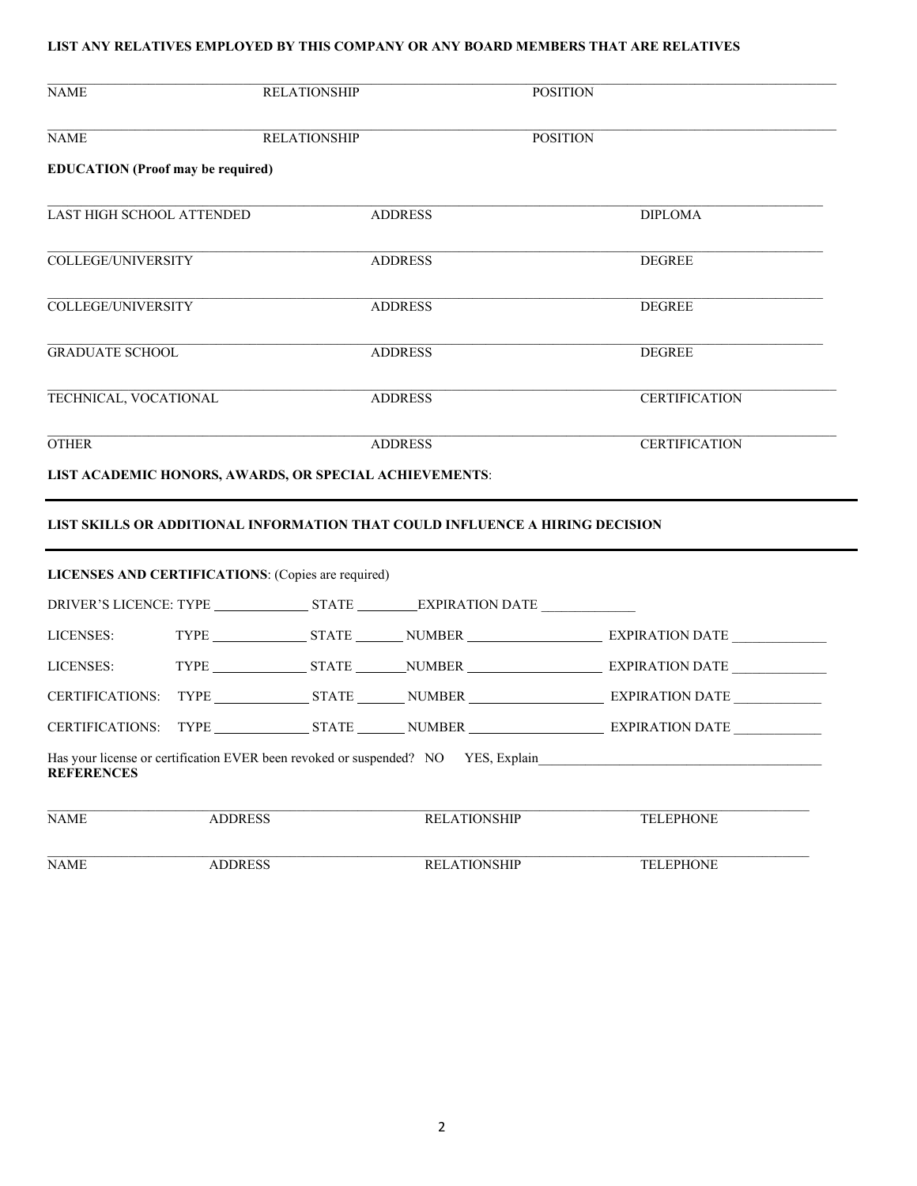**LIST ANY RELATIVES EMPLOYED BY THIS COMPANY OR ANY BOARD MEMBERS THAT ARE RELATIVES**

| NAME | RELATIONSHIP | POSITION |
|---|---|---|
| | | |
| | | |

**EDUCATION (Proof may be required)**

| | ADDRESS | |
|---|---|---|
| LAST HIGH SCHOOL ATTENDED | | DIPLOMA |
| COLLEGE/UNIVERSITY | | DEGREE |
| COLLEGE/UNIVERSITY | | DEGREE |
| GRADUATE SCHOOL | | DEGREE |
| TECHNICAL, VOCATIONAL | | CERTIFICATION |
| OTHER | | CERTIFICATION |

**LIST ACADEMIC HONORS, AWARDS, OR SPECIAL ACHIEVEMENTS**:

---

**LIST SKILLS OR ADDITIONAL INFORMATION THAT COULD INFLUENCE A HIRING DECISION**

---

**LICENSES AND CERTIFICATIONS**: (Copies are required)

DRIVER'S LICENCE: TYPE ______________ STATE ________ EXPIRATION DATE ______________

LICENSES: TYPE ______________ STATE _______ NUMBER ___________________ EXPIRATION DATE ______________

LICENSES: TYPE ______________ STATE _______ NUMBER ___________________ EXPIRATION DATE ______________

CERTIFICATIONS: TYPE ______________ STATE _______ NUMBER ___________________ EXPIRATION DATE ______________

CERTIFICATIONS: TYPE ______________ STATE _______ NUMBER ___________________ EXPIRATION DATE ______________

Has your license or certification EVER been revoked or suspended? NO YES, Explain__________________________________________

**REFERENCES**

| NAME | ADDRESS | RELATIONSHIP | TELEPHONE |
|---|---|---|---|
| | | | |
| | | | |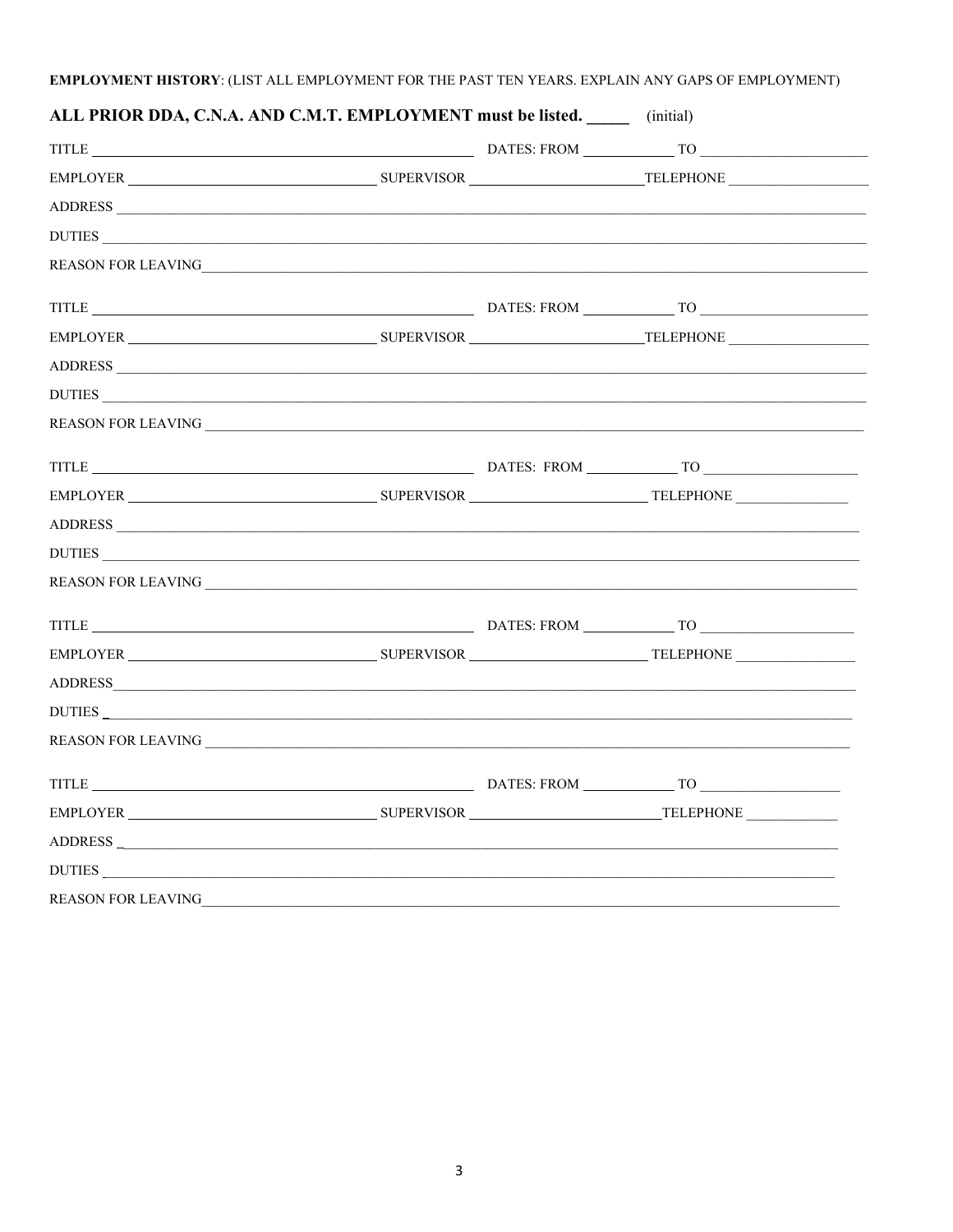**EMPLOYMENT HISTORY**: (LIST ALL EMPLOYMENT FOR THE PAST TEN YEARS. EXPLAIN ANY GAPS OF EMPLOYMENT)

**ALL PRIOR DDA, C.N.A. AND C.M.T. EMPLOYMENT must be listed. _____** (initial)

TITLE ______________________________ DATES: FROM __________ TO ______________

EMPLOYER ______________________ SUPERVISOR ________________ TELEPHONE ______________

ADDRESS ________________________________________________________________

DUTIES ________________________________________________________________

REASON FOR LEAVING ______________________________________________________

TITLE ______________________________ DATES: FROM __________ TO ______________

EMPLOYER ______________________ SUPERVISOR ________________ TELEPHONE ______________

ADDRESS ________________________________________________________________

DUTIES ________________________________________________________________

REASON FOR LEAVING ______________________________________________________

TITLE ______________________________ DATES: FROM __________ TO ______________

EMPLOYER ______________________ SUPERVISOR ________________ TELEPHONE ______________

ADDRESS ________________________________________________________________

DUTIES ________________________________________________________________

REASON FOR LEAVING ______________________________________________________

TITLE ______________________________ DATES: FROM __________ TO ______________

EMPLOYER ______________________ SUPERVISOR ________________ TELEPHONE ______________

ADDRESS ________________________________________________________________

DUTIES ________________________________________________________________

REASON FOR LEAVING ______________________________________________________

TITLE ______________________________ DATES: FROM __________ TO ______________

EMPLOYER ______________________ SUPERVISOR ________________ TELEPHONE ______________

ADDRESS ________________________________________________________________

DUTIES ________________________________________________________________

REASON FOR LEAVING ______________________________________________________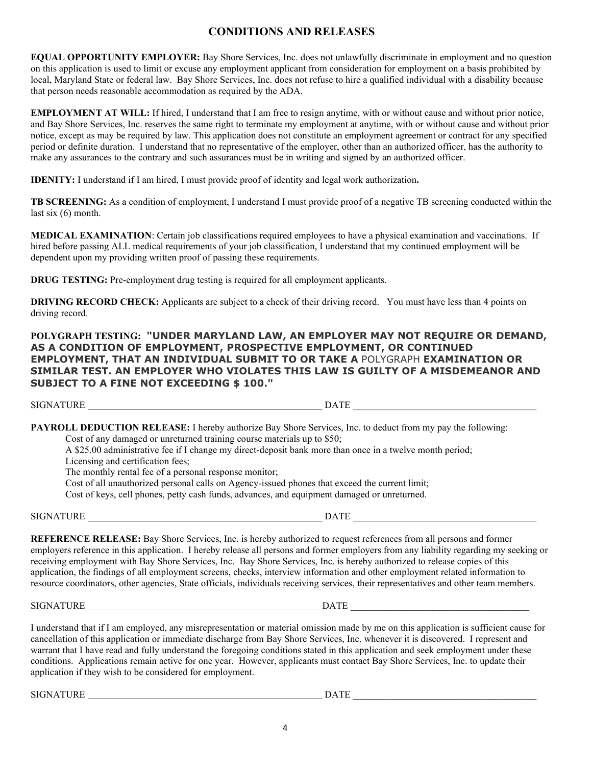# CONDITIONS AND RELEASES

**EQUAL OPPORTUNITY EMPLOYER:** Bay Shore Services, Inc. does not unlawfully discriminate in employment and no question on this application is used to limit or excuse any employment applicant from consideration for employment on a basis prohibited by local, Maryland State or federal law. Bay Shore Services, Inc. does not refuse to hire a qualified individual with a disability because that person needs reasonable accommodation as required by the ADA.

**EMPLOYMENT AT WILL:** If hired, I understand that I am free to resign anytime, with or without cause and without prior notice, and Bay Shore Services, Inc. reserves the same right to terminate my employment at anytime, with or without cause and without prior notice, except as may be required by law. This application does not constitute an employment agreement or contract for any specified period or definite duration. I understand that no representative of the employer, other than an authorized officer, has the authority to make any assurances to the contrary and such assurances must be in writing and signed by an authorized officer.

**IDENITY:** I understand if I am hired, I must provide proof of identity and legal work authorization**.**

**TB SCREENING:** As a condition of employment, I understand I must provide proof of a negative TB screening conducted within the last six (6) month.

**MEDICAL EXAMINATION**: Certain job classifications required employees to have a physical examination and vaccinations. If hired before passing ALL medical requirements of your job classification, I understand that my continued employment will be dependent upon my providing written proof of passing these requirements.

**DRUG TESTING:** Pre-employment drug testing is required for all employment applicants.

**DRIVING RECORD CHECK:** Applicants are subject to a check of their driving record. You must have less than 4 points on driving record.

**POLYGRAPH TESTING: "UNDER MARYLAND LAW, AN EMPLOYER MAY NOT REQUIRE OR DEMAND, AS A CONDITION OF EMPLOYMENT, PROSPECTIVE EMPLOYMENT, OR CONTINUED EMPLOYMENT, THAT AN INDIVIDUAL SUBMIT TO OR TAKE A** POLYGRAPH **EXAMINATION OR SIMILAR TEST. AN EMPLOYER WHO VIOLATES THIS LAW IS GUILTY OF A MISDEMEANOR AND SUBJECT TO A FINE NOT EXCEEDING $ 100."**

SIGNATURE ______________________________ DATE ______________________________

**PAYROLL DEDUCTION RELEASE:** I hereby authorize Bay Shore Services, Inc. to deduct from my pay the following:

- Cost of any damaged or unreturned training course materials up to $50;
- A $25.00 administrative fee if I change my direct-deposit bank more than once in a twelve month period;
- Licensing and certification fees;
- The monthly rental fee of a personal response monitor;
- Cost of all unauthorized personal calls on Agency-issued phones that exceed the current limit;
- Cost of keys, cell phones, petty cash funds, advances, and equipment damaged or unreturned.

SIGNATURE ______________________________ DATE ______________________________

**REFERENCE RELEASE:** Bay Shore Services, Inc. is hereby authorized to request references from all persons and former employers reference in this application. I hereby release all persons and former employers from any liability regarding my seeking or receiving employment with Bay Shore Services, Inc. Bay Shore Services, Inc. is hereby authorized to release copies of this application, the findings of all employment screens, checks, interview information and other employment related information to resource coordinators, other agencies, State officials, individuals receiving services, their representatives and other team members.

SIGNATURE ______________________________ DATE ______________________________

I understand that if I am employed, any misrepresentation or material omission made by me on this application is sufficient cause for cancellation of this application or immediate discharge from Bay Shore Services, Inc. whenever it is discovered. I represent and warrant that I have read and fully understand the foregoing conditions stated in this application and seek employment under these conditions. Applications remain active for one year. However, applicants must contact Bay Shore Services, Inc. to update their application if they wish to be considered for employment.

SIGNATURE ______________________________ DATE ______________________________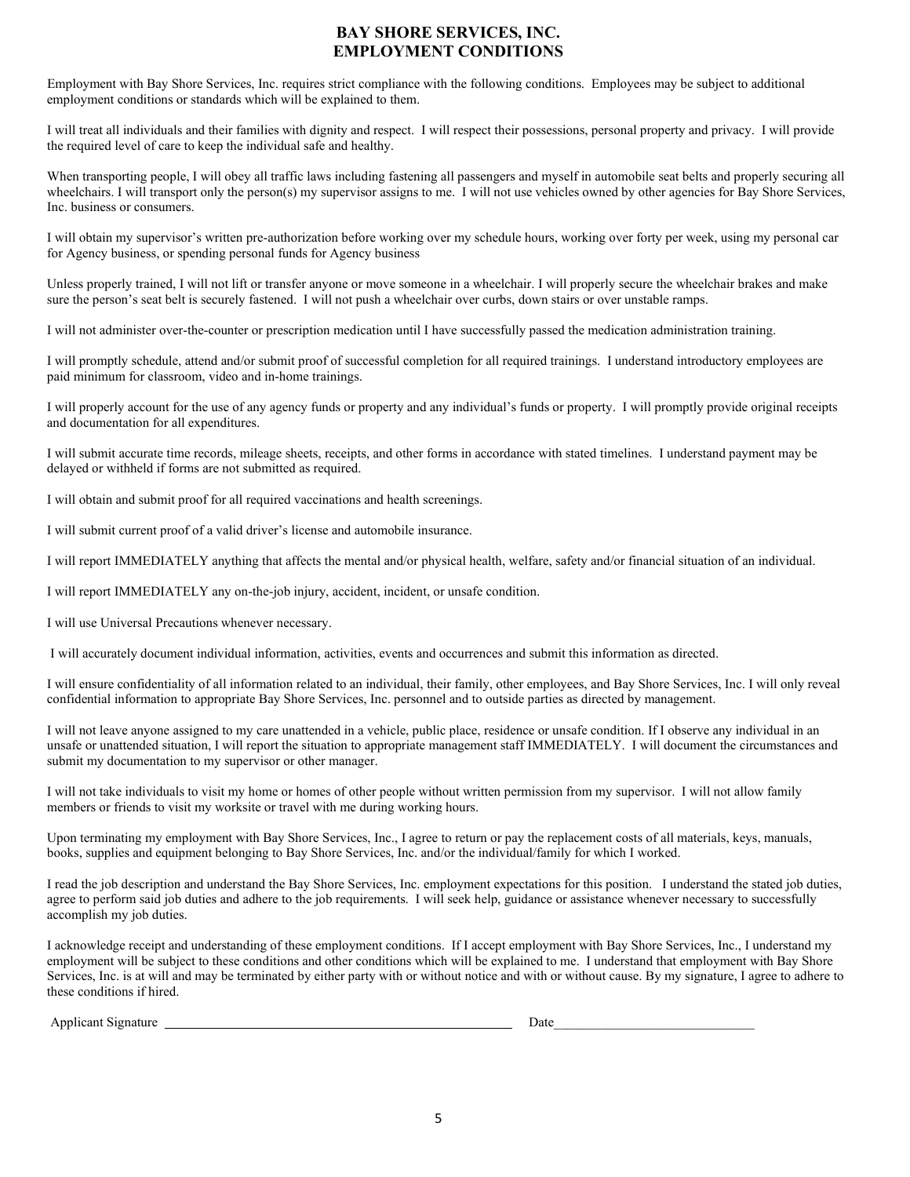# BAY SHORE SERVICES, INC.
# EMPLOYMENT CONDITIONS

Employment with Bay Shore Services, Inc. requires strict compliance with the following conditions. Employees may be subject to additional employment conditions or standards which will be explained to them.

I will treat all individuals and their families with dignity and respect. I will respect their possessions, personal property and privacy. I will provide the required level of care to keep the individual safe and healthy.

When transporting people, I will obey all traffic laws including fastening all passengers and myself in automobile seat belts and properly securing all wheelchairs. I will transport only the person(s) my supervisor assigns to me. I will not use vehicles owned by other agencies for Bay Shore Services, Inc. business or consumers.

I will obtain my supervisor's written pre-authorization before working over my schedule hours, working over forty per week, using my personal car for Agency business, or spending personal funds for Agency business

Unless properly trained, I will not lift or transfer anyone or move someone in a wheelchair. I will properly secure the wheelchair brakes and make sure the person's seat belt is securely fastened. I will not push a wheelchair over curbs, down stairs or over unstable ramps.

I will not administer over-the-counter or prescription medication until I have successfully passed the medication administration training.

I will promptly schedule, attend and/or submit proof of successful completion for all required trainings. I understand introductory employees are paid minimum for classroom, video and in-home trainings.

I will properly account for the use of any agency funds or property and any individual's funds or property. I will promptly provide original receipts and documentation for all expenditures.

I will submit accurate time records, mileage sheets, receipts, and other forms in accordance with stated timelines. I understand payment may be delayed or withheld if forms are not submitted as required.

I will obtain and submit proof for all required vaccinations and health screenings.

I will submit current proof of a valid driver's license and automobile insurance.

I will report IMMEDIATELY anything that affects the mental and/or physical health, welfare, safety and/or financial situation of an individual.

I will report IMMEDIATELY any on-the-job injury, accident, incident, or unsafe condition.

I will use Universal Precautions whenever necessary.

I will accurately document individual information, activities, events and occurrences and submit this information as directed.

I will ensure confidentiality of all information related to an individual, their family, other employees, and Bay Shore Services, Inc. I will only reveal confidential information to appropriate Bay Shore Services, Inc. personnel and to outside parties as directed by management.

I will not leave anyone assigned to my care unattended in a vehicle, public place, residence or unsafe condition. If I observe any individual in an unsafe or unattended situation, I will report the situation to appropriate management staff IMMEDIATELY. I will document the circumstances and submit my documentation to my supervisor or other manager.

I will not take individuals to visit my home or homes of other people without written permission from my supervisor. I will not allow family members or friends to visit my worksite or travel with me during working hours.

Upon terminating my employment with Bay Shore Services, Inc., I agree to return or pay the replacement costs of all materials, keys, manuals, books, supplies and equipment belonging to Bay Shore Services, Inc. and/or the individual/family for which I worked.

I read the job description and understand the Bay Shore Services, Inc. employment expectations for this position. I understand the stated job duties, agree to perform said job duties and adhere to the job requirements. I will seek help, guidance or assistance whenever necessary to successfully accomplish my job duties.

I acknowledge receipt and understanding of these employment conditions. If I accept employment with Bay Shore Services, Inc., I understand my employment will be subject to these conditions and other conditions which will be explained to me. I understand that employment with Bay Shore Services, Inc. is at will and may be terminated by either party with or without notice and with or without cause. By my signature, I agree to adhere to these conditions if hired.

Applicant Signature ______________________________ Date______________________________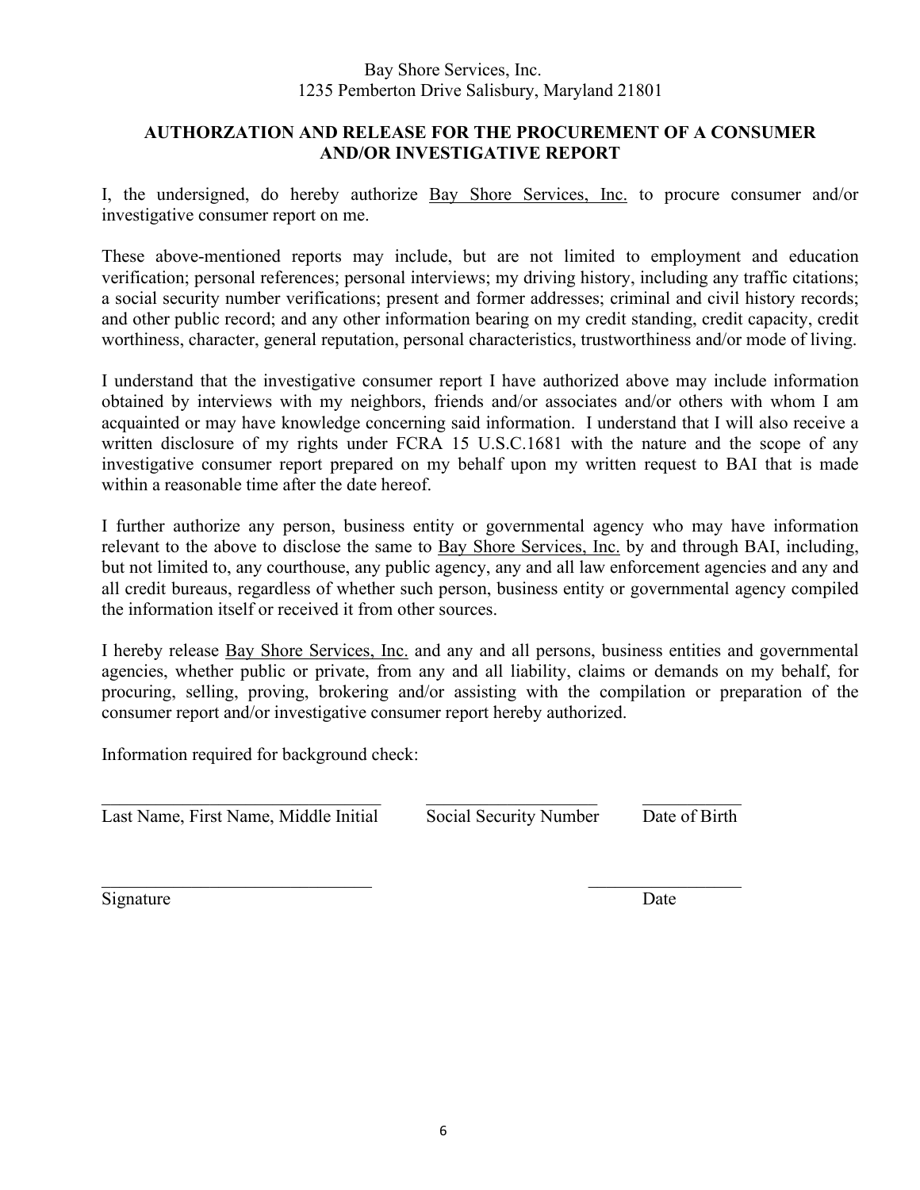Bay Shore Services, Inc.
1235 Pemberton Drive Salisbury, Maryland 21801

**AUTHORZATION AND RELEASE FOR THE PROCUREMENT OF A CONSUMER AND/OR INVESTIGATIVE REPORT**

I, the undersigned, do hereby authorize Bay Shore Services, Inc. to procure consumer and/or investigative consumer report on me.

These above-mentioned reports may include, but are not limited to employment and education verification; personal references; personal interviews; my driving history, including any traffic citations; a social security number verifications; present and former addresses; criminal and civil history records; and other public record; and any other information bearing on my credit standing, credit capacity, credit worthiness, character, general reputation, personal characteristics, trustworthiness and/or mode of living.

I understand that the investigative consumer report I have authorized above may include information obtained by interviews with my neighbors, friends and/or associates and/or others with whom I am acquainted or may have knowledge concerning said information. I understand that I will also receive a written disclosure of my rights under FCRA 15 U.S.C.1681 with the nature and the scope of any investigative consumer report prepared on my behalf upon my written request to BAI that is made within a reasonable time after the date hereof.

I further authorize any person, business entity or governmental agency who may have information relevant to the above to disclose the same to Bay Shore Services, Inc. by and through BAI, including, but not limited to, any courthouse, any public agency, any and all law enforcement agencies and any and all credit bureaus, regardless of whether such person, business entity or governmental agency compiled the information itself or received it from other sources.

I hereby release Bay Shore Services, Inc. and any and all persons, business entities and governmental agencies, whether public or private, from any and all liability, claims or demands on my behalf, for procuring, selling, proving, brokering and/or assisting with the compilation or preparation of the consumer report and/or investigative consumer report hereby authorized.

Information required for background check:

\_\_\_\_\_\_\_\_\_\_\_\_\_\_\_\_\_\_\_\_\_\_\_\_\_\_\_\_\_\_\_\_ \_\_\_\_\_\_\_\_\_\_\_\_\_\_\_\_\_\_\_\_ \_\_\_\_\_\_\_\_\_\_\_
Last Name, First Name, Middle Initial Social Security Number Date of Birth

\_\_\_\_\_\_\_\_\_\_\_\_\_\_\_\_\_\_\_\_\_\_\_\_\_\_\_\_\_\_ \_\_\_\_\_\_\_\_\_\_\_\_\_\_\_\_\_
Signature Date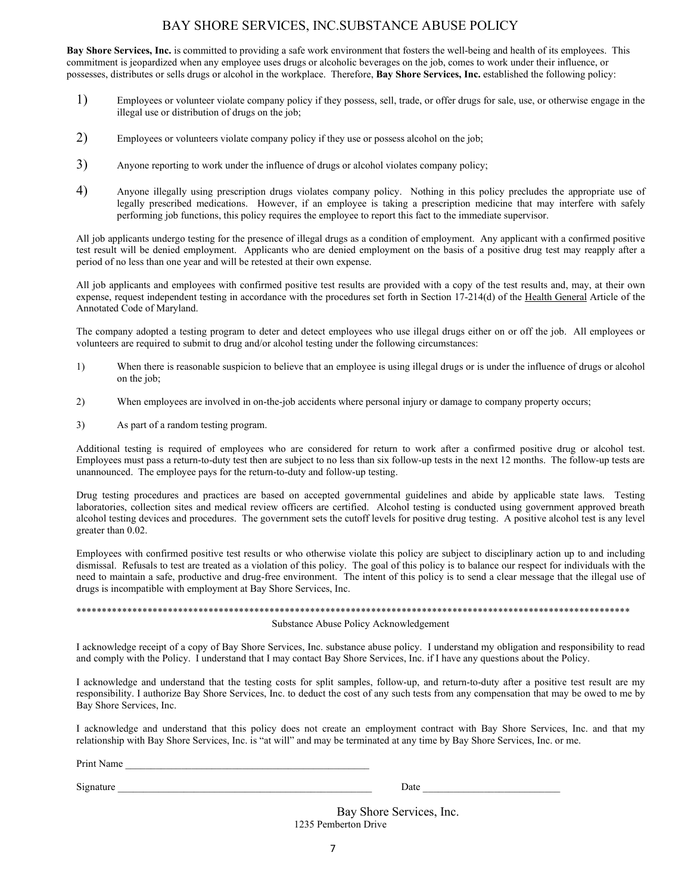# BAY SHORE SERVICES, INC.SUBSTANCE ABUSE POLICY

**Bay Shore Services, Inc.** is committed to providing a safe work environment that fosters the well-being and health of its employees. This commitment is jeopardized when any employee uses drugs or alcoholic beverages on the job, comes to work under their influence, or possesses, distributes or sells drugs or alcohol in the workplace. Therefore, **Bay Shore Services, Inc.** established the following policy:

1) Employees or volunteer violate company policy if they possess, sell, trade, or offer drugs for sale, use, or otherwise engage in the illegal use or distribution of drugs on the job;

2) Employees or volunteers violate company policy if they use or possess alcohol on the job;

3) Anyone reporting to work under the influence of drugs or alcohol violates company policy;

4) Anyone illegally using prescription drugs violates company policy. Nothing in this policy precludes the appropriate use of legally prescribed medications. However, if an employee is taking a prescription medicine that may interfere with safely performing job functions, this policy requires the employee to report this fact to the immediate supervisor.

All job applicants undergo testing for the presence of illegal drugs as a condition of employment. Any applicant with a confirmed positive test result will be denied employment. Applicants who are denied employment on the basis of a positive drug test may reapply after a period of no less than one year and will be retested at their own expense.

All job applicants and employees with confirmed positive test results are provided with a copy of the test results and, may, at their own expense, request independent testing in accordance with the procedures set forth in Section 17-214(d) of the Health General Article of the Annotated Code of Maryland.

The company adopted a testing program to deter and detect employees who use illegal drugs either on or off the job. All employees or volunteers are required to submit to drug and/or alcohol testing under the following circumstances:

1) When there is reasonable suspicion to believe that an employee is using illegal drugs or is under the influence of drugs or alcohol on the job;

2) When employees are involved in on-the-job accidents where personal injury or damage to company property occurs;

3) As part of a random testing program.

Additional testing is required of employees who are considered for return to work after a confirmed positive drug or alcohol test. Employees must pass a return-to-duty test then are subject to no less than six follow-up tests in the next 12 months. The follow-up tests are unannounced. The employee pays for the return-to-duty and follow-up testing.

Drug testing procedures and practices are based on accepted governmental guidelines and abide by applicable state laws. Testing laboratories, collection sites and medical review officers are certified. Alcohol testing is conducted using government approved breath alcohol testing devices and procedures. The government sets the cutoff levels for positive drug testing. A positive alcohol test is any level greater than 0.02.

Employees with confirmed positive test results or who otherwise violate this policy are subject to disciplinary action up to and including dismissal. Refusals to test are treated as a violation of this policy. The goal of this policy is to balance our respect for individuals with the need to maintain a safe, productive and drug-free environment. The intent of this policy is to send a clear message that the illegal use of drugs is incompatible with employment at Bay Shore Services, Inc.

*******************************************************************************************************************

Substance Abuse Policy Acknowledgement

I acknowledge receipt of a copy of Bay Shore Services, Inc. substance abuse policy. I understand my obligation and responsibility to read and comply with the Policy. I understand that I may contact Bay Shore Services, Inc. if I have any questions about the Policy.

I acknowledge and understand that the testing costs for split samples, follow-up, and return-to-duty after a positive test result are my responsibility. I authorize Bay Shore Services, Inc. to deduct the cost of any such tests from any compensation that may be owed to me by Bay Shore Services, Inc.

I acknowledge and understand that this policy does not create an employment contract with Bay Shore Services, Inc. and that my relationship with Bay Shore Services, Inc. is "at will" and may be terminated at any time by Bay Shore Services, Inc. or me.

Print Name ______________________________________________

Signature ______________________________________________ Date __________________________

Bay Shore Services, Inc.
1235 Pemberton Drive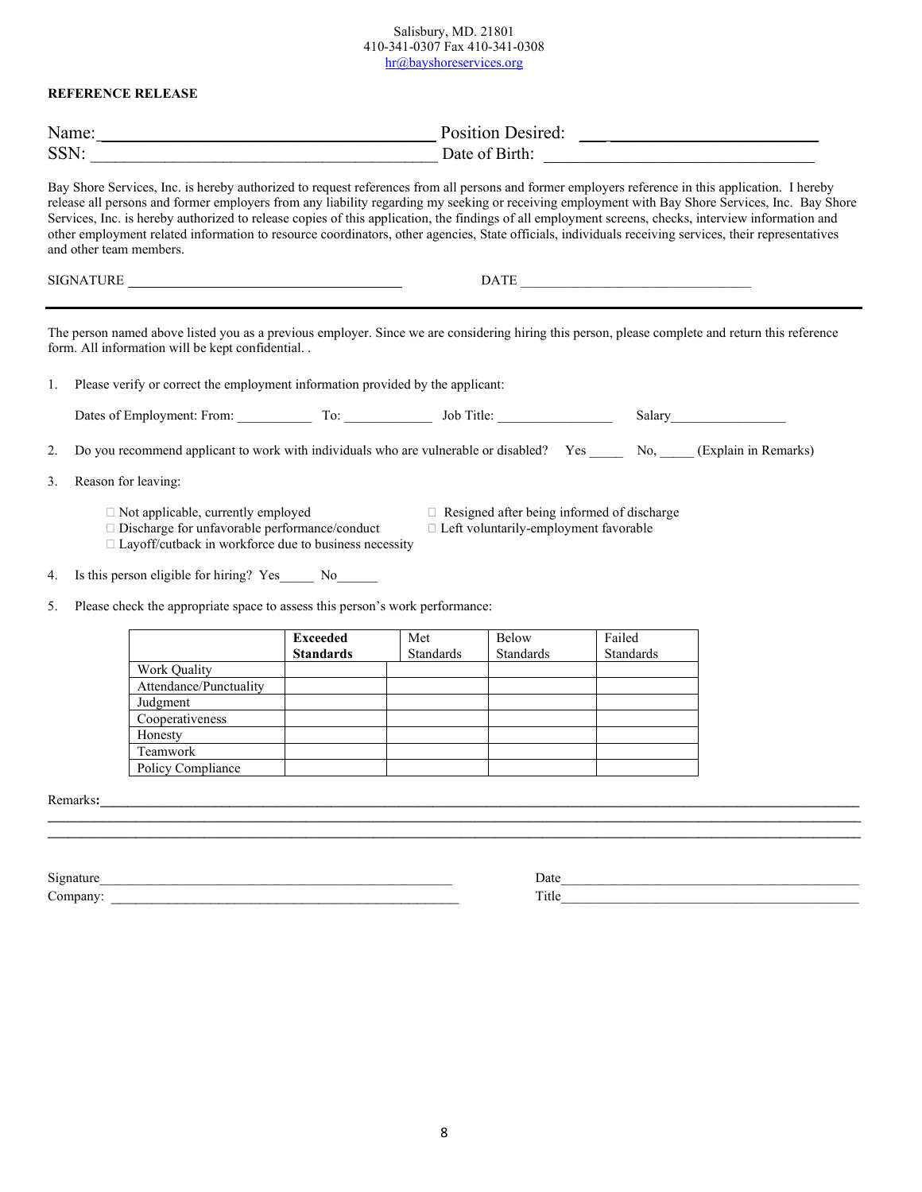Salisbury, MD. 21801
410-341-0307 Fax 410-341-0308
hr@bayshoreservices.org

**REFERENCE RELEASE**

Name: ______________________ Position Desired: ______________________
SSN: ______________________ Date of Birth: ______________________

Bay Shore Services, Inc. is hereby authorized to request references from all persons and former employers reference in this application. I hereby release all persons and former employers from any liability regarding my seeking or receiving employment with Bay Shore Services, Inc. Bay Shore Services, Inc. is hereby authorized to release copies of this application, the findings of all employment screens, checks, interview information and other employment related information to resource coordinators, other agencies, State officials, individuals receiving services, their representatives and other team members.

SIGNATURE ______________________ DATE ______________________

---

The person named above listed you as a previous employer. Since we are considering hiring this person, please complete and return this reference form. All information will be kept confidential. .

1. Please verify or correct the employment information provided by the applicant:

   Dates of Employment: From: __________ To: ___________ Job Title: ______________ Salary______________

2. Do you recommend applicant to work with individuals who are vulnerable or disabled? Yes _____ No, _____ (Explain in Remarks)

3. Reason for leaving:

   - ☐ Not applicable, currently employed
   - ☐ Discharge for unfavorable performance/conduct
   - ☐ Layoff/cutback in workforce due to business necessity
   - ☐ Resigned after being informed of discharge
   - ☐ Left voluntarily-employment favorable

4. Is this person eligible for hiring? Yes_____ No______

5. Please check the appropriate space to assess this person's work performance:

| | **Exceeded Standards** | Met Standards | Below Standards | Failed Standards |
|---|---|---|---|---|
| Work Quality | | | | |
| Attendance/Punctuality | | | | |
| Judgment | | | | |
| Cooperativeness | | | | |
| Honesty | | | | |
| Teamwork | | | | |
| Policy Compliance | | | | |

Remarks**:**______________________________________________________________________________

Signature______________________________ Date______________________________
Company: ______________________________ Title______________________________